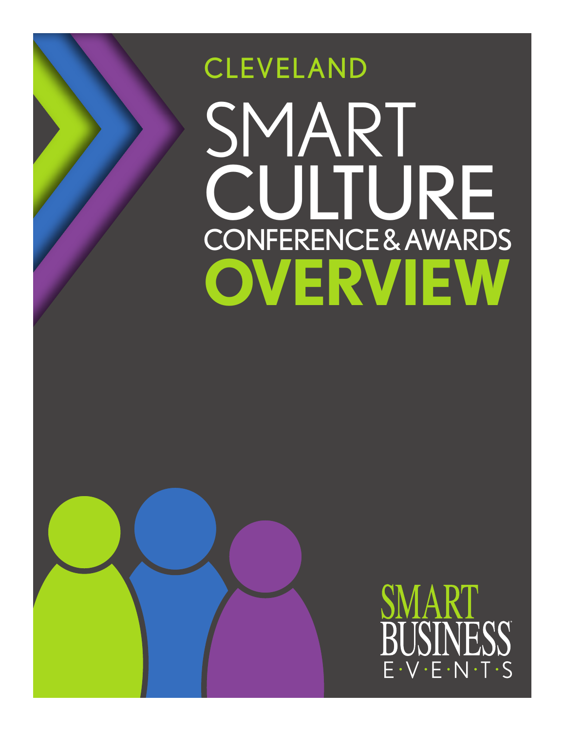CLEVELAND

# SMART CULTURE

## CONFERENCE & AWARDS

# OVERVIEW

SMART BUSINESS EVENTS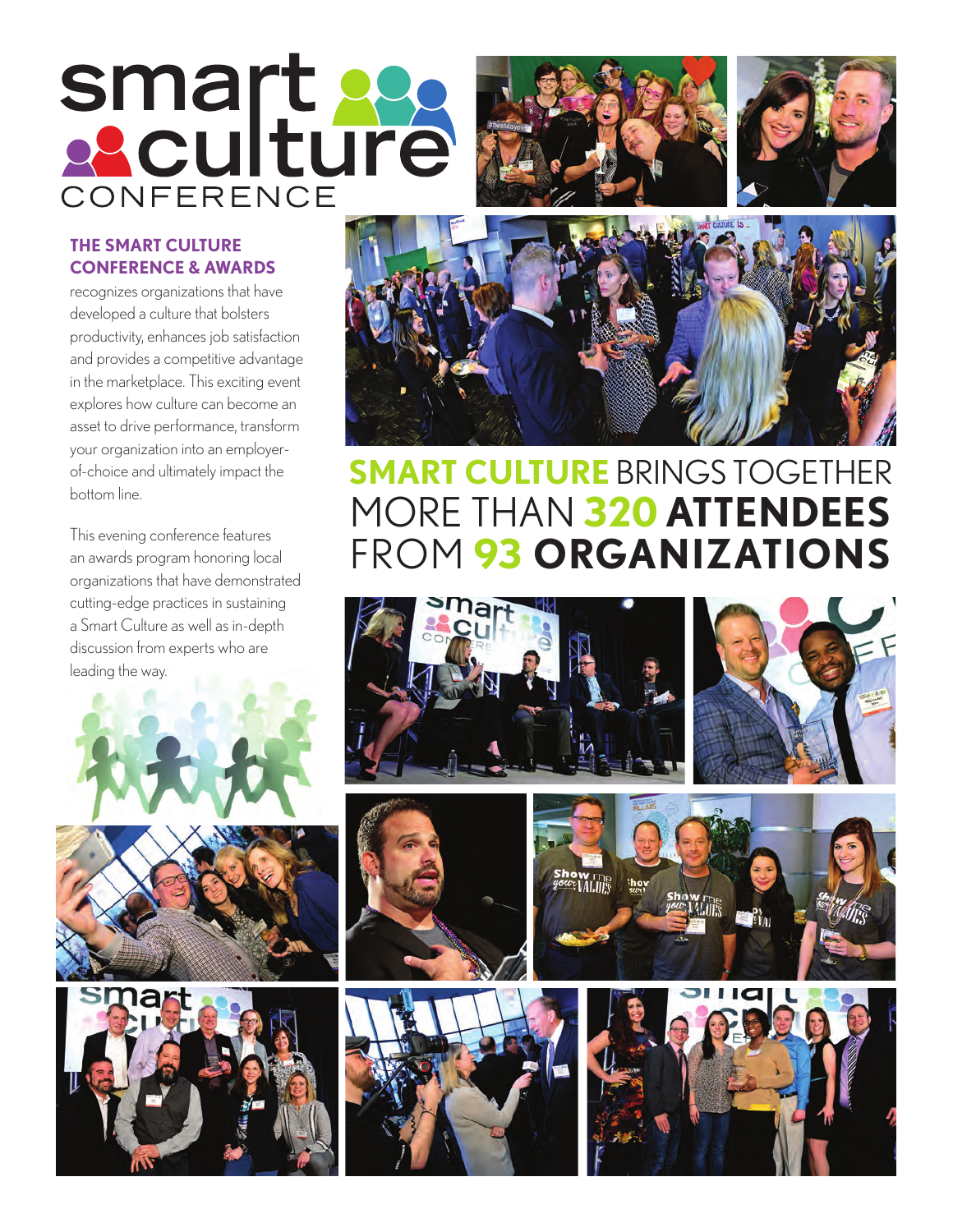# smart culture CONFERENCE

### THE SMART CULTURE CONFERENCE & AWARDS

recognizes organizations that have developed a culture that bolsters productivity, enhances job satisfaction and provides a competitive advantage in the marketplace. This exciting event explores how culture can become an asset to drive performance, transform your organization into an employer-of-choice and ultimately impact the bottom line.

This evening conference features an awards program honoring local organizations that have demonstrated cutting-edge practices in sustaining a Smart Culture as well as in-depth discussion from experts who are leading the way.

## SMART CULTURE BRINGS TOGETHER MORE THAN 320 ATTENDEES FROM 93 ORGANIZATIONS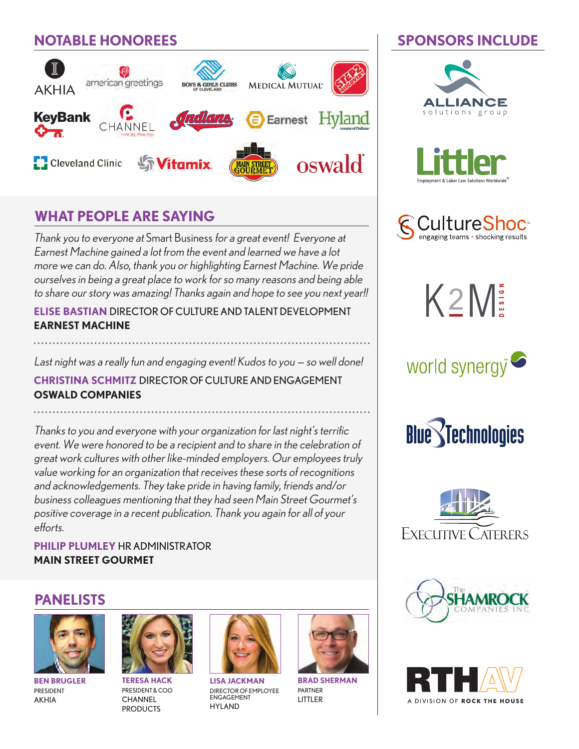## NOTABLE HONOREES

AKHIA · american greetings · Boys & Girls Clubs of Cleveland · Medical Mutual · Step2 Discovery · KeyBank · Channel · Indians · Earnest · Hyland · Cleveland Clinic · Vitamix · Main Street Gourmet · oswald

## WHAT PEOPLE ARE SAYING

*Thank you to everyone at* Smart Business *for a great event! Everyone at Earnest Machine gained a lot from the event and learned we have a lot more we can do. Also, thank you or highlighting Earnest Machine. We pride ourselves in being a great place to work for so many reasons and being able to share our story was amazing! Thanks again and hope to see you next year!!*

**ELISE BASTIAN** DIRECTOR OF CULTURE AND TALENT DEVELOPMENT
**EARNEST MACHINE**

*Last night was a really fun and engaging event! Kudos to you – so well done!*

**CHRISTINA SCHMITZ** DIRECTOR OF CULTURE AND ENGAGEMENT
**OSWALD COMPANIES**

*Thanks to you and everyone with your organization for last night's terrific event. We were honored to be a recipient and to share in the celebration of great work cultures with other like-minded employers. Our employees truly value working for an organization that receives these sorts of recognitions and acknowledgements. They take pride in having family, friends and/or business colleagues mentioning that they had seen Main Street Gourmet's positive coverage in a recent publication. Thank you again for all of your efforts.*

**PHILIP PLUMLEY** HR ADMINISTRATOR
**MAIN STREET GOURMET**

## PANELISTS

**BEN BRUGLER**
PRESIDENT
AKHIA

**TERESA HACK**
PRESIDENT & COO
CHANNEL PRODUCTS

**LISA JACKMAN**
DIRECTOR OF EMPLOYEE ENGAGEMENT
HYLAND

**BRAD SHERMAN**
PARTNER
LITTLER

## SPONSORS INCLUDE

Alliance Solutions Group · Littler (Employment & Labor Law Solutions Worldwide) · CultureShoc (engaging teams • shocking results) · K2M Design · world synergy · Blue Technologies · Executive Caterers · The Shamrock Companies Inc. · RTH AV (A division of Rock The House)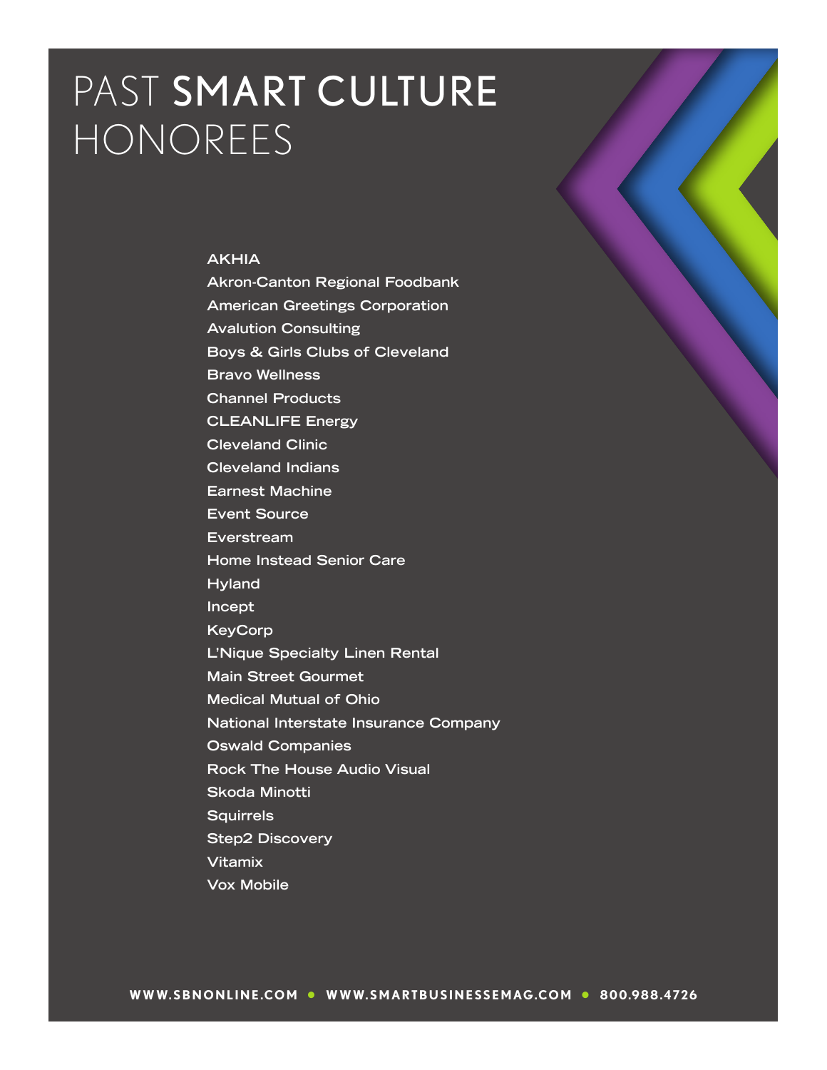# PAST **SMART CULTURE** HONOREES

AKHIA
Akron-Canton Regional Foodbank
American Greetings Corporation
Avalution Consulting
Boys & Girls Clubs of Cleveland
Bravo Wellness
Channel Products
CLEANLIFE Energy
Cleveland Clinic
Cleveland Indians
Earnest Machine
Event Source
Everstream
Home Instead Senior Care
Hyland
Incept
KeyCorp
L'Nique Specialty Linen Rental
Main Street Gourmet
Medical Mutual of Ohio
National Interstate Insurance Company
Oswald Companies
Rock The House Audio Visual
Skoda Minotti
Squirrels
Step2 Discovery
Vitamix
Vox Mobile

**WWW.SBNONLINE.COM • WWW.SMARTBUSINESSEMAG.COM • 800.988.4726**